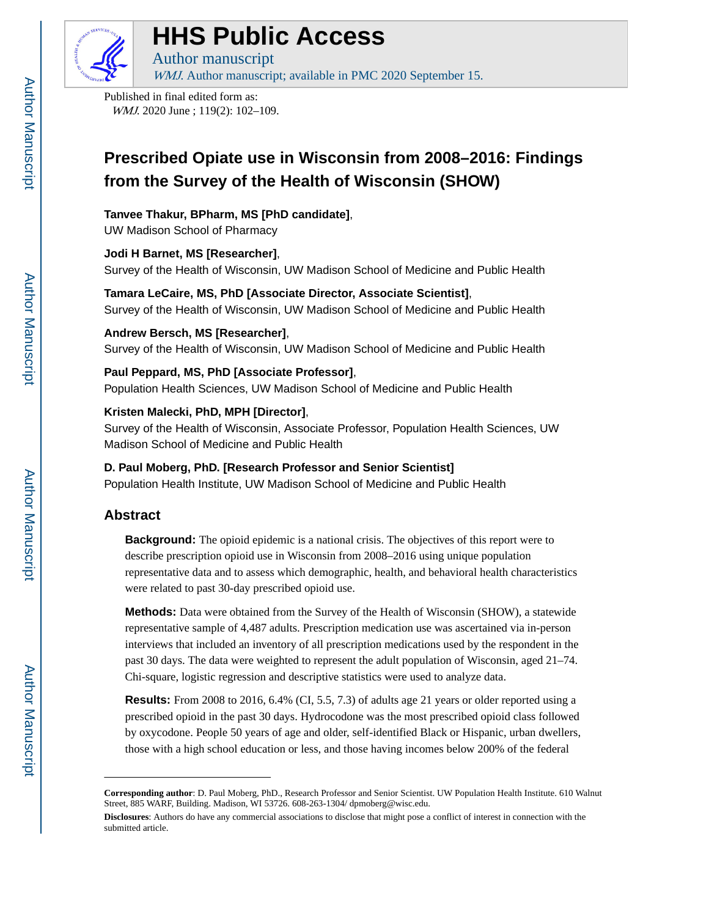# HHS Public Access

Author manuscript

*WMJ.* Author manuscript; available in PMC 2020 September 15.

Published in final edited form as:

*WMJ.* 2020 June ; 119(2): 102–109.

# Prescribed Opiate use in Wisconsin from 2008–2016: Findings from the Survey of the Health of Wisconsin (SHOW)

**Tanvee Thakur, BPharm, MS [PhD candidate]**,
UW Madison School of Pharmacy

**Jodi H Barnet, MS [Researcher]**,
Survey of the Health of Wisconsin, UW Madison School of Medicine and Public Health

**Tamara LeCaire, MS, PhD [Associate Director, Associate Scientist]**,
Survey of the Health of Wisconsin, UW Madison School of Medicine and Public Health

**Andrew Bersch, MS [Researcher]**,
Survey of the Health of Wisconsin, UW Madison School of Medicine and Public Health

**Paul Peppard, MS, PhD [Associate Professor]**,
Population Health Sciences, UW Madison School of Medicine and Public Health

**Kristen Malecki, PhD, MPH [Director]**,
Survey of the Health of Wisconsin, Associate Professor, Population Health Sciences, UW Madison School of Medicine and Public Health

**D. Paul Moberg, PhD. [Research Professor and Senior Scientist]**
Population Health Institute, UW Madison School of Medicine and Public Health

## Abstract

**Background:** The opioid epidemic is a national crisis. The objectives of this report were to describe prescription opioid use in Wisconsin from 2008–2016 using unique population representative data and to assess which demographic, health, and behavioral health characteristics were related to past 30-day prescribed opioid use.

**Methods:** Data were obtained from the Survey of the Health of Wisconsin (SHOW), a statewide representative sample of 4,487 adults. Prescription medication use was ascertained via in-person interviews that included an inventory of all prescription medications used by the respondent in the past 30 days. The data were weighted to represent the adult population of Wisconsin, aged 21–74. Chi-square, logistic regression and descriptive statistics were used to analyze data.

**Results:** From 2008 to 2016, 6.4% (CI, 5.5, 7.3) of adults age 21 years or older reported using a prescribed opioid in the past 30 days. Hydrocodone was the most prescribed opioid class followed by oxycodone. People 50 years of age and older, self-identified Black or Hispanic, urban dwellers, those with a high school education or less, and those having incomes below 200% of the federal

---

**Corresponding author**: D. Paul Moberg, PhD., Research Professor and Senior Scientist. UW Population Health Institute. 610 Walnut Street, 885 WARF, Building. Madison, WI 53726. 608-263-1304/ dpmoberg@wisc.edu.

**Disclosures**: Authors do have any commercial associations to disclose that might pose a conflict of interest in connection with the submitted article.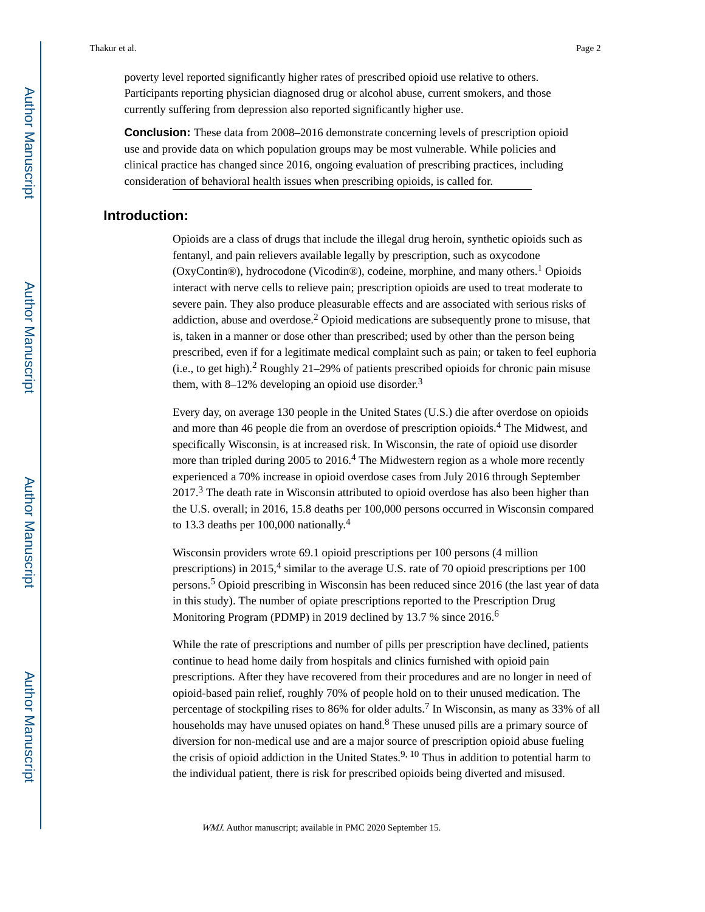poverty level reported significantly higher rates of prescribed opioid use relative to others. Participants reporting physician diagnosed drug or alcohol abuse, current smokers, and those currently suffering from depression also reported significantly higher use.

**Conclusion:** These data from 2008–2016 demonstrate concerning levels of prescription opioid use and provide data on which population groups may be most vulnerable. While policies and clinical practice has changed since 2016, ongoing evaluation of prescribing practices, including consideration of behavioral health issues when prescribing opioids, is called for.

## Introduction:

Opioids are a class of drugs that include the illegal drug heroin, synthetic opioids such as fentanyl, and pain relievers available legally by prescription, such as oxycodone (OxyContin®), hydrocodone (Vicodin®), codeine, morphine, and many others.[1] Opioids interact with nerve cells to relieve pain; prescription opioids are used to treat moderate to severe pain. They also produce pleasurable effects and are associated with serious risks of addiction, abuse and overdose.[2] Opioid medications are subsequently prone to misuse, that is, taken in a manner or dose other than prescribed; used by other than the person being prescribed, even if for a legitimate medical complaint such as pain; or taken to feel euphoria (i.e., to get high).[2] Roughly 21–29% of patients prescribed opioids for chronic pain misuse them, with 8–12% developing an opioid use disorder.[3]

Every day, on average 130 people in the United States (U.S.) die after overdose on opioids and more than 46 people die from an overdose of prescription opioids.[4] The Midwest, and specifically Wisconsin, is at increased risk. In Wisconsin, the rate of opioid use disorder more than tripled during 2005 to 2016.[4] The Midwestern region as a whole more recently experienced a 70% increase in opioid overdose cases from July 2016 through September 2017.[3] The death rate in Wisconsin attributed to opioid overdose has also been higher than the U.S. overall; in 2016, 15.8 deaths per 100,000 persons occurred in Wisconsin compared to 13.3 deaths per 100,000 nationally.[4]

Wisconsin providers wrote 69.1 opioid prescriptions per 100 persons (4 million prescriptions) in 2015,[4] similar to the average U.S. rate of 70 opioid prescriptions per 100 persons.[5] Opioid prescribing in Wisconsin has been reduced since 2016 (the last year of data in this study). The number of opiate prescriptions reported to the Prescription Drug Monitoring Program (PDMP) in 2019 declined by 13.7 % since 2016.[6]

While the rate of prescriptions and number of pills per prescription have declined, patients continue to head home daily from hospitals and clinics furnished with opioid pain prescriptions. After they have recovered from their procedures and are no longer in need of opioid-based pain relief, roughly 70% of people hold on to their unused medication. The percentage of stockpiling rises to 86% for older adults.[7] In Wisconsin, as many as 33% of all households may have unused opiates on hand.[8] These unused pills are a primary source of diversion for non-medical use and are a major source of prescription opioid abuse fueling the crisis of opioid addiction in the United States.[9, 10] Thus in addition to potential harm to the individual patient, there is risk for prescribed opioids being diverted and misused.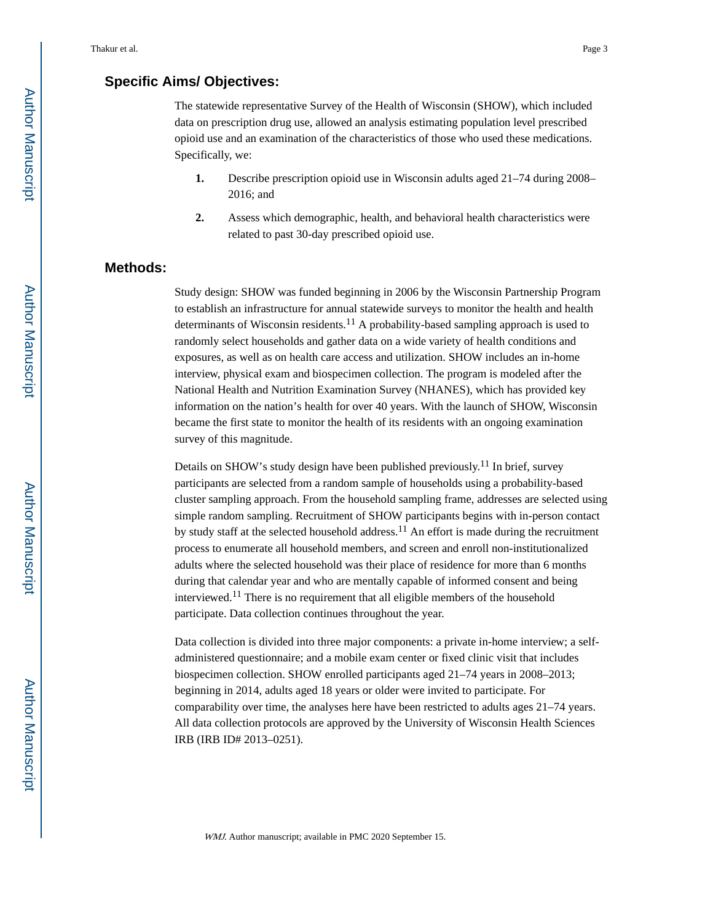## Specific Aims/ Objectives:

The statewide representative Survey of the Health of Wisconsin (SHOW), which included data on prescription drug use, allowed an analysis estimating population level prescribed opioid use and an examination of the characteristics of those who used these medications. Specifically, we:

1. Describe prescription opioid use in Wisconsin adults aged 21–74 during 2008–2016; and
2. Assess which demographic, health, and behavioral health characteristics were related to past 30-day prescribed opioid use.

## Methods:

Study design: SHOW was funded beginning in 2006 by the Wisconsin Partnership Program to establish an infrastructure for annual statewide surveys to monitor the health and health determinants of Wisconsin residents.[11] A probability-based sampling approach is used to randomly select households and gather data on a wide variety of health conditions and exposures, as well as on health care access and utilization. SHOW includes an in-home interview, physical exam and biospecimen collection. The program is modeled after the National Health and Nutrition Examination Survey (NHANES), which has provided key information on the nation's health for over 40 years. With the launch of SHOW, Wisconsin became the first state to monitor the health of its residents with an ongoing examination survey of this magnitude.

Details on SHOW's study design have been published previously.[11] In brief, survey participants are selected from a random sample of households using a probability-based cluster sampling approach. From the household sampling frame, addresses are selected using simple random sampling. Recruitment of SHOW participants begins with in-person contact by study staff at the selected household address.[11] An effort is made during the recruitment process to enumerate all household members, and screen and enroll non-institutionalized adults where the selected household was their place of residence for more than 6 months during that calendar year and who are mentally capable of informed consent and being interviewed.[11] There is no requirement that all eligible members of the household participate. Data collection continues throughout the year.

Data collection is divided into three major components: a private in-home interview; a self-administered questionnaire; and a mobile exam center or fixed clinic visit that includes biospecimen collection. SHOW enrolled participants aged 21–74 years in 2008–2013; beginning in 2014, adults aged 18 years or older were invited to participate. For comparability over time, the analyses here have been restricted to adults ages 21–74 years. All data collection protocols are approved by the University of Wisconsin Health Sciences IRB (IRB ID# 2013–0251).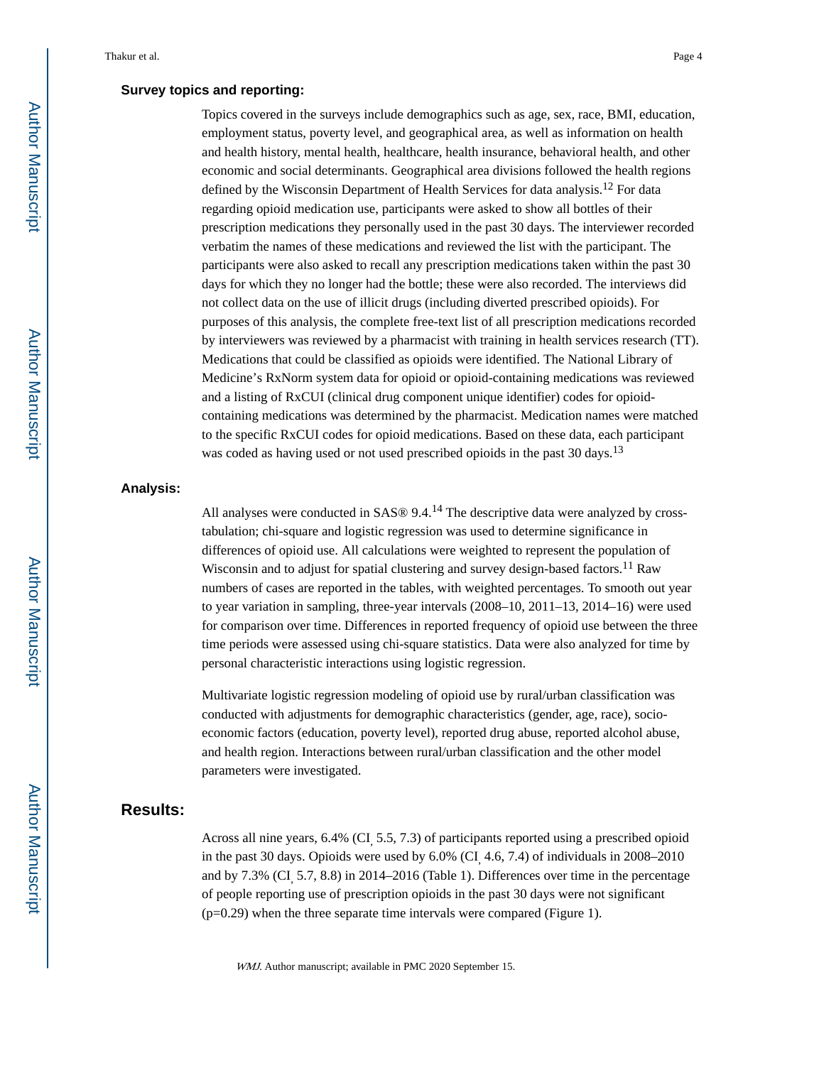### Survey topics and reporting:

Topics covered in the surveys include demographics such as age, sex, race, BMI, education, employment status, poverty level, and geographical area, as well as information on health and health history, mental health, healthcare, health insurance, behavioral health, and other economic and social determinants. Geographical area divisions followed the health regions defined by the Wisconsin Department of Health Services for data analysis.[12] For data regarding opioid medication use, participants were asked to show all bottles of their prescription medications they personally used in the past 30 days. The interviewer recorded verbatim the names of these medications and reviewed the list with the participant. The participants were also asked to recall any prescription medications taken within the past 30 days for which they no longer had the bottle; these were also recorded. The interviews did not collect data on the use of illicit drugs (including diverted prescribed opioids). For purposes of this analysis, the complete free-text list of all prescription medications recorded by interviewers was reviewed by a pharmacist with training in health services research (TT). Medications that could be classified as opioids were identified. The National Library of Medicine's RxNorm system data for opioid or opioid-containing medications was reviewed and a listing of RxCUI (clinical drug component unique identifier) codes for opioid-containing medications was determined by the pharmacist. Medication names were matched to the specific RxCUI codes for opioid medications. Based on these data, each participant was coded as having used or not used prescribed opioids in the past 30 days.[13]

### Analysis:

All analyses were conducted in SAS® 9.4.[14] The descriptive data were analyzed by cross-tabulation; chi-square and logistic regression was used to determine significance in differences of opioid use. All calculations were weighted to represent the population of Wisconsin and to adjust for spatial clustering and survey design-based factors.[11] Raw numbers of cases are reported in the tables, with weighted percentages. To smooth out year to year variation in sampling, three-year intervals (2008–10, 2011–13, 2014–16) were used for comparison over time. Differences in reported frequency of opioid use between the three time periods were assessed using chi-square statistics. Data were also analyzed for time by personal characteristic interactions using logistic regression.

Multivariate logistic regression modeling of opioid use by rural/urban classification was conducted with adjustments for demographic characteristics (gender, age, race), socio-economic factors (education, poverty level), reported drug abuse, reported alcohol abuse, and health region. Interactions between rural/urban classification and the other model parameters were investigated.

## Results:

Across all nine years, 6.4% (CI, 5.5, 7.3) of participants reported using a prescribed opioid in the past 30 days. Opioids were used by 6.0% (CI, 4.6, 7.4) of individuals in 2008–2010 and by 7.3% (CI, 5.7, 8.8) in 2014–2016 (Table 1). Differences over time in the percentage of people reporting use of prescription opioids in the past 30 days were not significant ($p=0.29$) when the three separate time intervals were compared (Figure 1).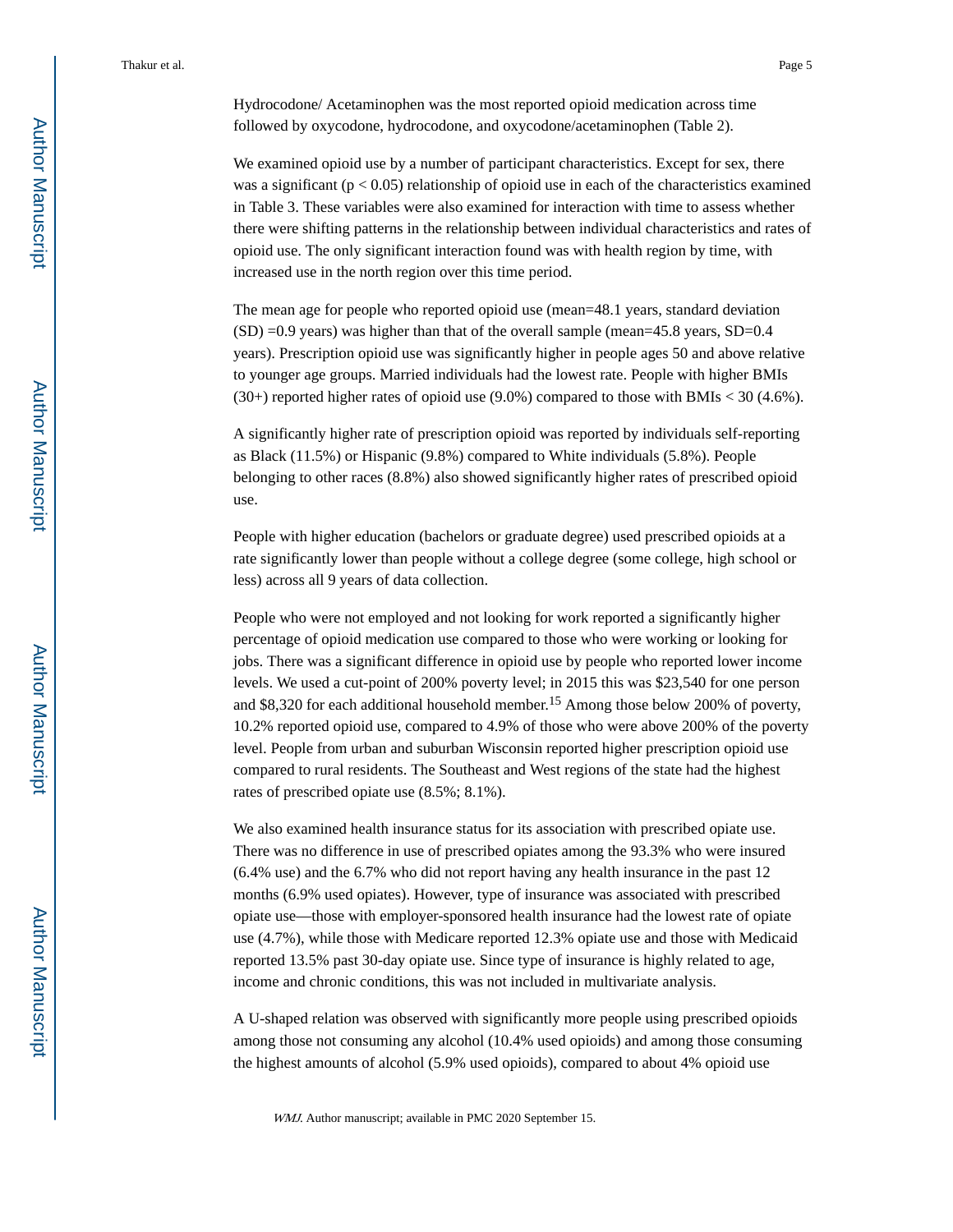Hydrocodone/ Acetaminophen was the most reported opioid medication across time followed by oxycodone, hydrocodone, and oxycodone/acetaminophen (Table 2).

We examined opioid use by a number of participant characteristics. Except for sex, there was a significant ($p < 0.05$) relationship of opioid use in each of the characteristics examined in Table 3. These variables were also examined for interaction with time to assess whether there were shifting patterns in the relationship between individual characteristics and rates of opioid use. The only significant interaction found was with health region by time, with increased use in the north region over this time period.

The mean age for people who reported opioid use (mean=48.1 years, standard deviation (SD) =0.9 years) was higher than that of the overall sample (mean=45.8 years, SD=0.4 years). Prescription opioid use was significantly higher in people ages 50 and above relative to younger age groups. Married individuals had the lowest rate. People with higher BMIs (30+) reported higher rates of opioid use (9.0%) compared to those with BMIs < 30 (4.6%).

A significantly higher rate of prescription opioid was reported by individuals self-reporting as Black (11.5%) or Hispanic (9.8%) compared to White individuals (5.8%). People belonging to other races (8.8%) also showed significantly higher rates of prescribed opioid use.

People with higher education (bachelors or graduate degree) used prescribed opioids at a rate significantly lower than people without a college degree (some college, high school or less) across all 9 years of data collection.

People who were not employed and not looking for work reported a significantly higher percentage of opioid medication use compared to those who were working or looking for jobs. There was a significant difference in opioid use by people who reported lower income levels. We used a cut-point of 200% poverty level; in 2015 this was $23,540 for one person and $8,320 for each additional household member.[15] Among those below 200% of poverty, 10.2% reported opioid use, compared to 4.9% of those who were above 200% of the poverty level. People from urban and suburban Wisconsin reported higher prescription opioid use compared to rural residents. The Southeast and West regions of the state had the highest rates of prescribed opiate use (8.5%; 8.1%).

We also examined health insurance status for its association with prescribed opiate use. There was no difference in use of prescribed opiates among the 93.3% who were insured (6.4% use) and the 6.7% who did not report having any health insurance in the past 12 months (6.9% used opiates). However, type of insurance was associated with prescribed opiate use—those with employer-sponsored health insurance had the lowest rate of opiate use (4.7%), while those with Medicare reported 12.3% opiate use and those with Medicaid reported 13.5% past 30-day opiate use. Since type of insurance is highly related to age, income and chronic conditions, this was not included in multivariate analysis.

A U-shaped relation was observed with significantly more people using prescribed opioids among those not consuming any alcohol (10.4% used opioids) and among those consuming the highest amounts of alcohol (5.9% used opioids), compared to about 4% opioid use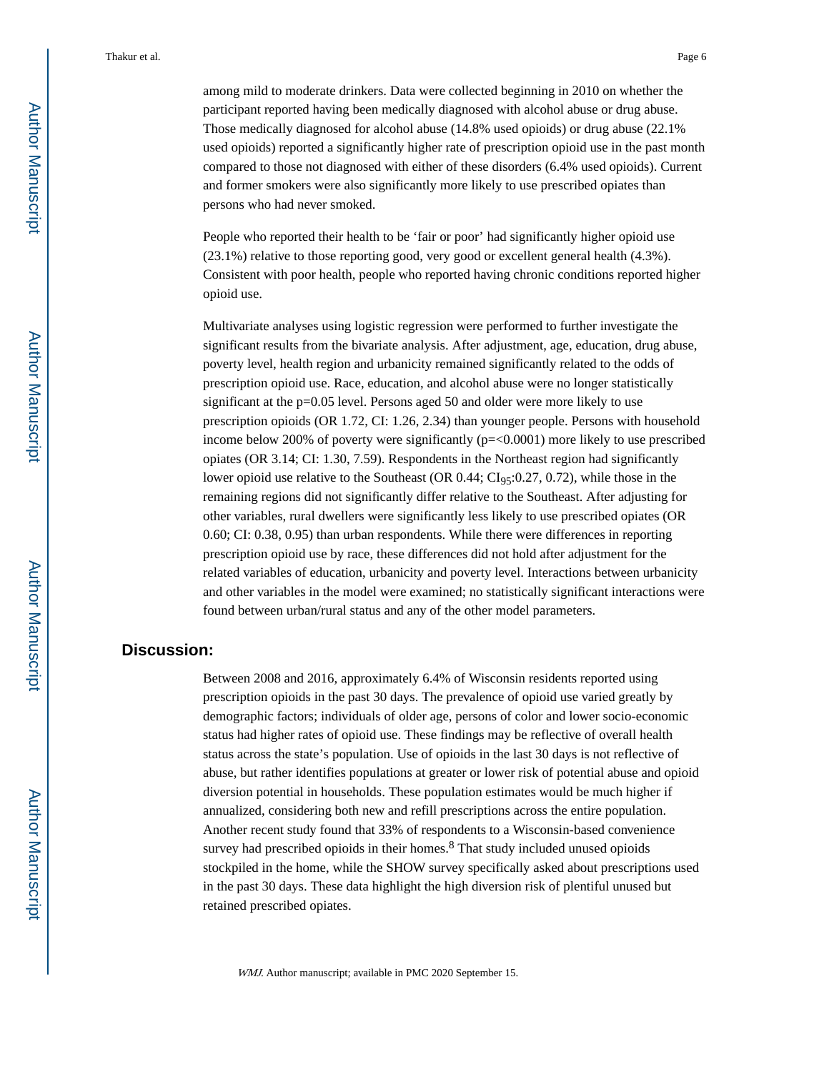among mild to moderate drinkers. Data were collected beginning in 2010 on whether the participant reported having been medically diagnosed with alcohol abuse or drug abuse. Those medically diagnosed for alcohol abuse (14.8% used opioids) or drug abuse (22.1% used opioids) reported a significantly higher rate of prescription opioid use in the past month compared to those not diagnosed with either of these disorders (6.4% used opioids). Current and former smokers were also significantly more likely to use prescribed opiates than persons who had never smoked.

People who reported their health to be 'fair or poor' had significantly higher opioid use (23.1%) relative to those reporting good, very good or excellent general health (4.3%). Consistent with poor health, people who reported having chronic conditions reported higher opioid use.

Multivariate analyses using logistic regression were performed to further investigate the significant results from the bivariate analysis. After adjustment, age, education, drug abuse, poverty level, health region and urbanicity remained significantly related to the odds of prescription opioid use. Race, education, and alcohol abuse were no longer statistically significant at the p=0.05 level. Persons aged 50 and older were more likely to use prescription opioids (OR 1.72, CI: 1.26, 2.34) than younger people. Persons with household income below 200% of poverty were significantly (p=<0.0001) more likely to use prescribed opiates (OR 3.14; CI: 1.30, 7.59). Respondents in the Northeast region had significantly lower opioid use relative to the Southeast (OR 0.44; $CI_{95}$:0.27, 0.72), while those in the remaining regions did not significantly differ relative to the Southeast. After adjusting for other variables, rural dwellers were significantly less likely to use prescribed opiates (OR 0.60; CI: 0.38, 0.95) than urban respondents. While there were differences in reporting prescription opioid use by race, these differences did not hold after adjustment for the related variables of education, urbanicity and poverty level. Interactions between urbanicity and other variables in the model were examined; no statistically significant interactions were found between urban/rural status and any of the other model parameters.

## Discussion:

Between 2008 and 2016, approximately 6.4% of Wisconsin residents reported using prescription opioids in the past 30 days. The prevalence of opioid use varied greatly by demographic factors; individuals of older age, persons of color and lower socio-economic status had higher rates of opioid use. These findings may be reflective of overall health status across the state's population. Use of opioids in the last 30 days is not reflective of abuse, but rather identifies populations at greater or lower risk of potential abuse and opioid diversion potential in households. These population estimates would be much higher if annualized, considering both new and refill prescriptions across the entire population. Another recent study found that 33% of respondents to a Wisconsin-based convenience survey had prescribed opioids in their homes.[8] That study included unused opioids stockpiled in the home, while the SHOW survey specifically asked about prescriptions used in the past 30 days. These data highlight the high diversion risk of plentiful unused but retained prescribed opiates.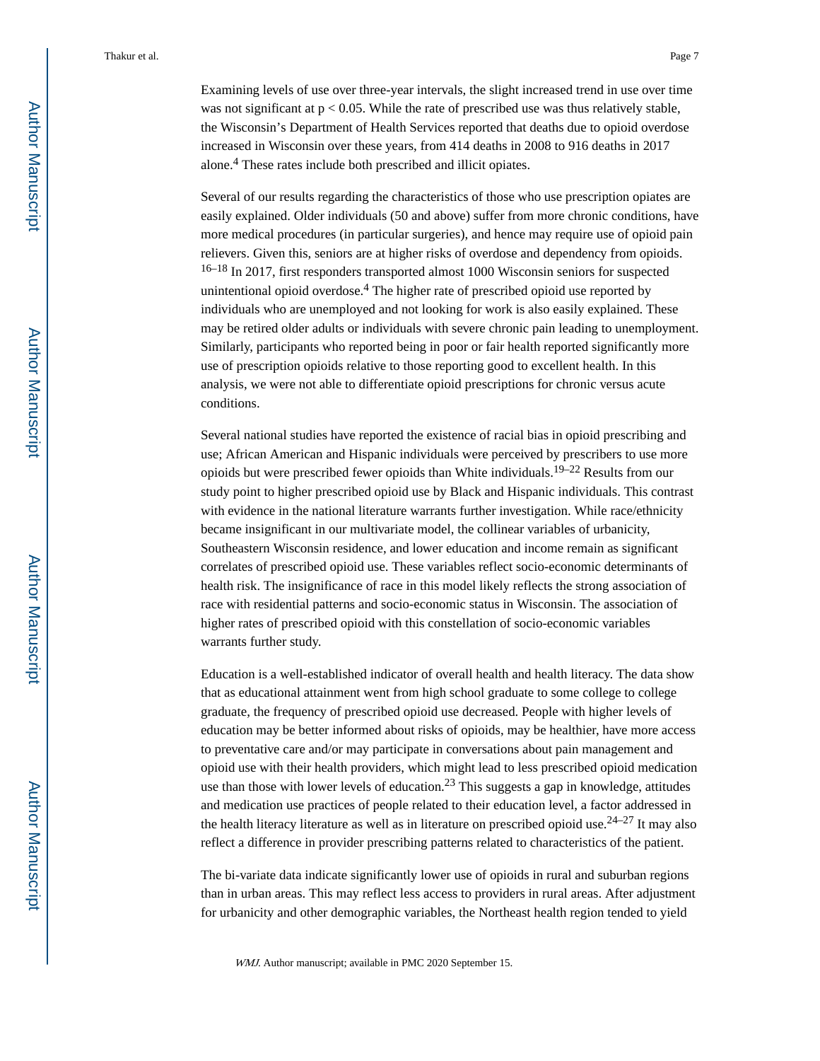Examining levels of use over three-year intervals, the slight increased trend in use over time was not significant at $p < 0.05$. While the rate of prescribed use was thus relatively stable, the Wisconsin's Department of Health Services reported that deaths due to opioid overdose increased in Wisconsin over these years, from 414 deaths in 2008 to 916 deaths in 2017 alone.[4] These rates include both prescribed and illicit opiates.

Several of our results regarding the characteristics of those who use prescription opiates are easily explained. Older individuals (50 and above) suffer from more chronic conditions, have more medical procedures (in particular surgeries), and hence may require use of opioid pain relievers. Given this, seniors are at higher risks of overdose and dependency from opioids.[16–18] In 2017, first responders transported almost 1000 Wisconsin seniors for suspected unintentional opioid overdose.[4] The higher rate of prescribed opioid use reported by individuals who are unemployed and not looking for work is also easily explained. These may be retired older adults or individuals with severe chronic pain leading to unemployment. Similarly, participants who reported being in poor or fair health reported significantly more use of prescription opioids relative to those reporting good to excellent health. In this analysis, we were not able to differentiate opioid prescriptions for chronic versus acute conditions.

Several national studies have reported the existence of racial bias in opioid prescribing and use; African American and Hispanic individuals were perceived by prescribers to use more opioids but were prescribed fewer opioids than White individuals.[19–22] Results from our study point to higher prescribed opioid use by Black and Hispanic individuals. This contrast with evidence in the national literature warrants further investigation. While race/ethnicity became insignificant in our multivariate model, the collinear variables of urbanicity, Southeastern Wisconsin residence, and lower education and income remain as significant correlates of prescribed opioid use. These variables reflect socio-economic determinants of health risk. The insignificance of race in this model likely reflects the strong association of race with residential patterns and socio-economic status in Wisconsin. The association of higher rates of prescribed opioid with this constellation of socio-economic variables warrants further study.

Education is a well-established indicator of overall health and health literacy. The data show that as educational attainment went from high school graduate to some college to college graduate, the frequency of prescribed opioid use decreased. People with higher levels of education may be better informed about risks of opioids, may be healthier, have more access to preventative care and/or may participate in conversations about pain management and opioid use with their health providers, which might lead to less prescribed opioid medication use than those with lower levels of education.[23] This suggests a gap in knowledge, attitudes and medication use practices of people related to their education level, a factor addressed in the health literacy literature as well as in literature on prescribed opioid use.[24–27] It may also reflect a difference in provider prescribing patterns related to characteristics of the patient.

The bi-variate data indicate significantly lower use of opioids in rural and suburban regions than in urban areas. This may reflect less access to providers in rural areas. After adjustment for urbanicity and other demographic variables, the Northeast health region tended to yield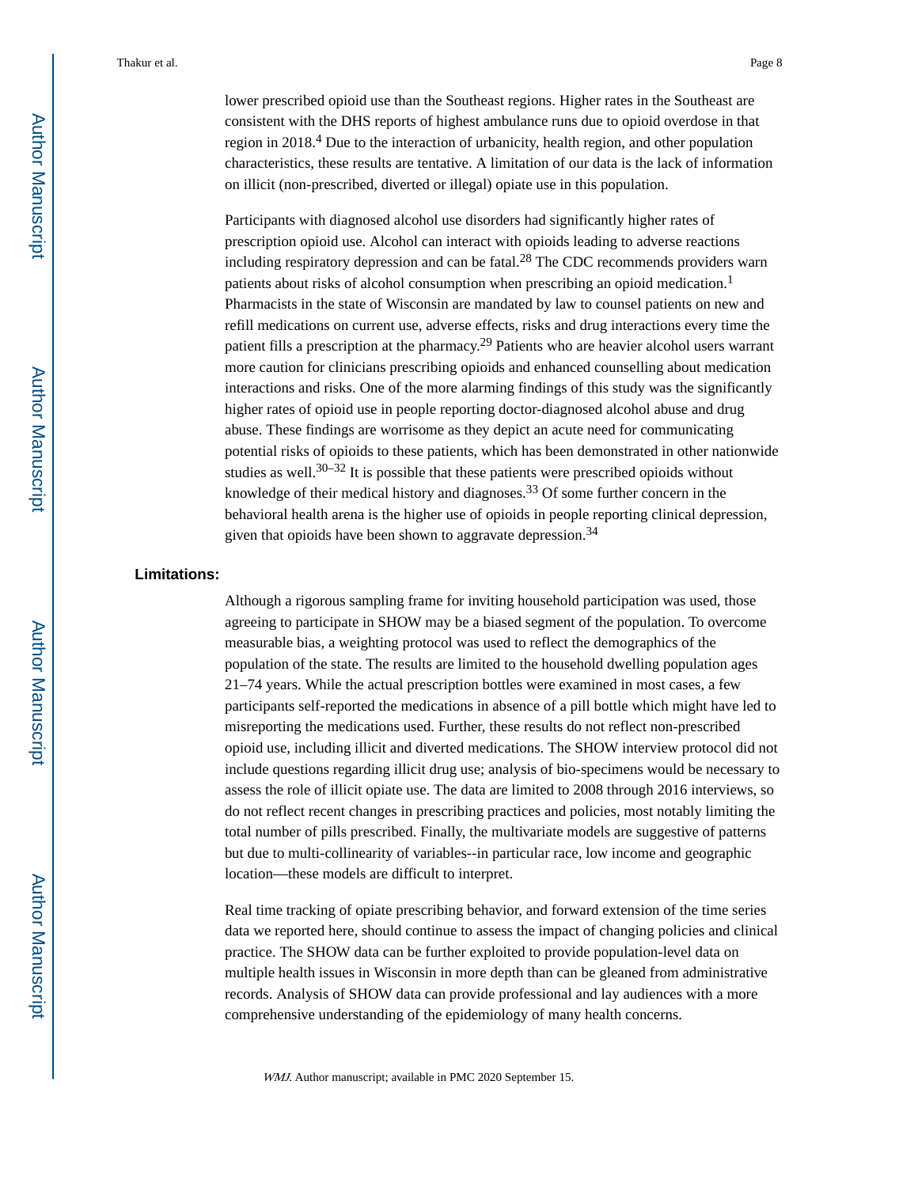lower prescribed opioid use than the Southeast regions. Higher rates in the Southeast are consistent with the DHS reports of highest ambulance runs due to opioid overdose in that region in 2018.[4] Due to the interaction of urbanicity, health region, and other population characteristics, these results are tentative. A limitation of our data is the lack of information on illicit (non-prescribed, diverted or illegal) opiate use in this population.

Participants with diagnosed alcohol use disorders had significantly higher rates of prescription opioid use. Alcohol can interact with opioids leading to adverse reactions including respiratory depression and can be fatal.[28] The CDC recommends providers warn patients about risks of alcohol consumption when prescribing an opioid medication.[1] Pharmacists in the state of Wisconsin are mandated by law to counsel patients on new and refill medications on current use, adverse effects, risks and drug interactions every time the patient fills a prescription at the pharmacy.[29] Patients who are heavier alcohol users warrant more caution for clinicians prescribing opioids and enhanced counselling about medication interactions and risks. One of the more alarming findings of this study was the significantly higher rates of opioid use in people reporting doctor-diagnosed alcohol abuse and drug abuse. These findings are worrisome as they depict an acute need for communicating potential risks of opioids to these patients, which has been demonstrated in other nationwide studies as well.[30–32] It is possible that these patients were prescribed opioids without knowledge of their medical history and diagnoses.[33] Of some further concern in the behavioral health arena is the higher use of opioids in people reporting clinical depression, given that opioids have been shown to aggravate depression.[34]

## Limitations:

Although a rigorous sampling frame for inviting household participation was used, those agreeing to participate in SHOW may be a biased segment of the population. To overcome measurable bias, a weighting protocol was used to reflect the demographics of the population of the state. The results are limited to the household dwelling population ages 21–74 years. While the actual prescription bottles were examined in most cases, a few participants self-reported the medications in absence of a pill bottle which might have led to misreporting the medications used. Further, these results do not reflect non-prescribed opioid use, including illicit and diverted medications. The SHOW interview protocol did not include questions regarding illicit drug use; analysis of bio-specimens would be necessary to assess the role of illicit opiate use. The data are limited to 2008 through 2016 interviews, so do not reflect recent changes in prescribing practices and policies, most notably limiting the total number of pills prescribed. Finally, the multivariate models are suggestive of patterns but due to multi-collinearity of variables--in particular race, low income and geographic location—these models are difficult to interpret.

Real time tracking of opiate prescribing behavior, and forward extension of the time series data we reported here, should continue to assess the impact of changing policies and clinical practice. The SHOW data can be further exploited to provide population-level data on multiple health issues in Wisconsin in more depth than can be gleaned from administrative records. Analysis of SHOW data can provide professional and lay audiences with a more comprehensive understanding of the epidemiology of many health concerns.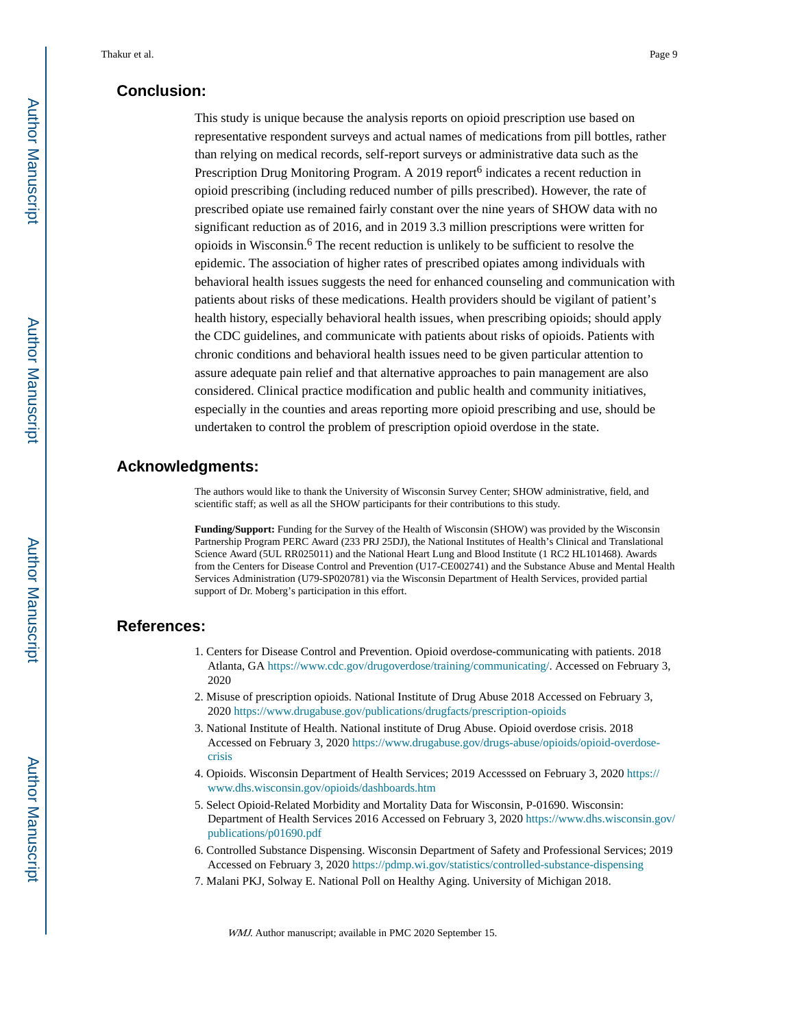## Conclusion:

This study is unique because the analysis reports on opioid prescription use based on representative respondent surveys and actual names of medications from pill bottles, rather than relying on medical records, self-report surveys or administrative data such as the Prescription Drug Monitoring Program. A 2019 report[6] indicates a recent reduction in opioid prescribing (including reduced number of pills prescribed). However, the rate of prescribed opiate use remained fairly constant over the nine years of SHOW data with no significant reduction as of 2016, and in 2019 3.3 million prescriptions were written for opioids in Wisconsin.[6] The recent reduction is unlikely to be sufficient to resolve the epidemic. The association of higher rates of prescribed opiates among individuals with behavioral health issues suggests the need for enhanced counseling and communication with patients about risks of these medications. Health providers should be vigilant of patient's health history, especially behavioral health issues, when prescribing opioids; should apply the CDC guidelines, and communicate with patients about risks of opioids. Patients with chronic conditions and behavioral health issues need to be given particular attention to assure adequate pain relief and that alternative approaches to pain management are also considered. Clinical practice modification and public health and community initiatives, especially in the counties and areas reporting more opioid prescribing and use, should be undertaken to control the problem of prescription opioid overdose in the state.

## Acknowledgments:

The authors would like to thank the University of Wisconsin Survey Center; SHOW administrative, field, and scientific staff; as well as all the SHOW participants for their contributions to this study.

**Funding/Support:** Funding for the Survey of the Health of Wisconsin (SHOW) was provided by the Wisconsin Partnership Program PERC Award (233 PRJ 25DJ), the National Institutes of Health's Clinical and Translational Science Award (5UL RR025011) and the National Heart Lung and Blood Institute (1 RC2 HL101468). Awards from the Centers for Disease Control and Prevention (U17-CE002741) and the Substance Abuse and Mental Health Services Administration (U79-SP020781) via the Wisconsin Department of Health Services, provided partial support of Dr. Moberg's participation in this effort.

## References:

1. Centers for Disease Control and Prevention. Opioid overdose-communicating with patients. 2018 Atlanta, GA https://www.cdc.gov/drugoverdose/training/communicating/. Accessed on February 3, 2020
2. Misuse of prescription opioids. National Institute of Drug Abuse 2018 Accessed on February 3, 2020 https://www.drugabuse.gov/publications/drugfacts/prescription-opioids
3. National Institute of Health. National institute of Drug Abuse. Opioid overdose crisis. 2018 Accessed on February 3, 2020 https://www.drugabuse.gov/drugs-abuse/opioids/opioid-overdose-crisis
4. Opioids. Wisconsin Department of Health Services; 2019 Accesssed on February 3, 2020 https://www.dhs.wisconsin.gov/opioids/dashboards.htm
5. Select Opioid-Related Morbidity and Mortality Data for Wisconsin, P-01690. Wisconsin: Department of Health Services 2016 Accessed on February 3, 2020 https://www.dhs.wisconsin.gov/publications/p01690.pdf
6. Controlled Substance Dispensing. Wisconsin Department of Safety and Professional Services; 2019 Accessed on February 3, 2020 https://pdmp.wi.gov/statistics/controlled-substance-dispensing
7. Malani PKJ, Solway E. National Poll on Healthy Aging. University of Michigan 2018.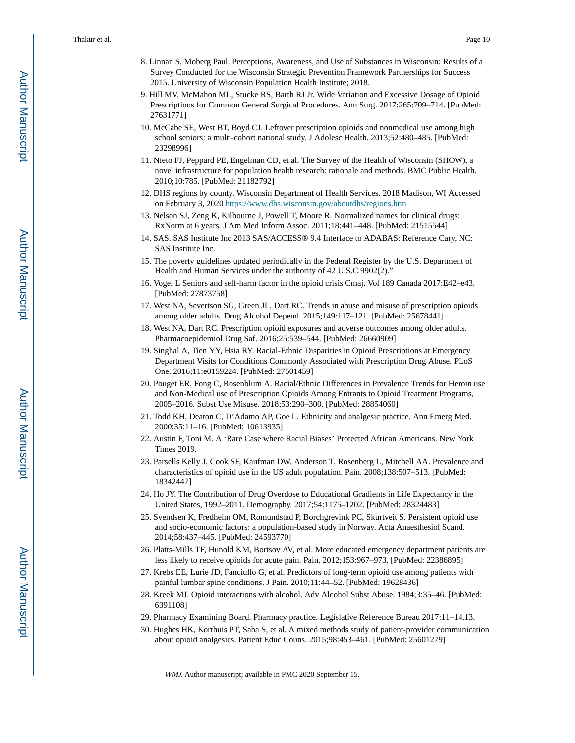8. Linnan S, Moberg Paul. Perceptions, Awareness, and Use of Substances in Wisconsin: Results of a Survey Conducted for the Wisconsin Strategic Prevention Framework Partnerships for Success 2015. University of Wisconsin Population Health Institute; 2018.
9. Hill MV, McMahon ML, Stucke RS, Barth RJ Jr. Wide Variation and Excessive Dosage of Opioid Prescriptions for Common General Surgical Procedures. Ann Surg. 2017;265:709–714. [PubMed: 27631771]
10. McCabe SE, West BT, Boyd CJ. Leftover prescription opioids and nonmedical use among high school seniors: a multi-cohort national study. J Adolesc Health. 2013;52:480–485. [PubMed: 23298996]
11. Nieto FJ, Peppard PE, Engelman CD, et al. The Survey of the Health of Wisconsin (SHOW), a novel infrastructure for population health research: rationale and methods. BMC Public Health. 2010;10:785. [PubMed: 21182792]
12. DHS regions by county. Wisconsin Department of Health Services. 2018 Madison, WI Accessed on February 3, 2020 https://www.dhs.wisconsin.gov/aboutdhs/regions.htm
13. Nelson SJ, Zeng K, Kilbourne J, Powell T, Moore R. Normalized names for clinical drugs: RxNorm at 6 years. J Am Med Inform Assoc. 2011;18:441–448. [PubMed: 21515544]
14. SAS. SAS Institute Inc 2013 SAS/ACCESS® 9.4 Interface to ADABAS: Reference Cary, NC: SAS Institute Inc.
15. The poverty guidelines updated periodically in the Federal Register by the U.S. Department of Health and Human Services under the authority of 42 U.S.C 9902(2)."
16. Vogel L Seniors and self-harm factor in the opioid crisis Cmaj. Vol 189 Canada 2017:E42–e43. [PubMed: 27873758]
17. West NA, Severtson SG, Green JL, Dart RC. Trends in abuse and misuse of prescription opioids among older adults. Drug Alcohol Depend. 2015;149:117–121. [PubMed: 25678441]
18. West NA, Dart RC. Prescription opioid exposures and adverse outcomes among older adults. Pharmacoepidemiol Drug Saf. 2016;25:539–544. [PubMed: 26660909]
19. Singhal A, Tien YY, Hsia RY. Racial-Ethnic Disparities in Opioid Prescriptions at Emergency Department Visits for Conditions Commonly Associated with Prescription Drug Abuse. PLoS One. 2016;11:e0159224. [PubMed: 27501459]
20. Pouget ER, Fong C, Rosenblum A. Racial/Ethnic Differences in Prevalence Trends for Heroin use and Non-Medical use of Prescription Opioids Among Entrants to Opioid Treatment Programs, 2005–2016. Subst Use Misuse. 2018;53:290–300. [PubMed: 28854060]
21. Todd KH, Deaton C, D'Adamo AP, Goe L. Ethnicity and analgesic practice. Ann Emerg Med. 2000;35:11–16. [PubMed: 10613935]
22. Austin F, Toni M. A 'Rare Case where Racial Biases' Protected African Americans. New York Times 2019.
23. Parsells Kelly J, Cook SF, Kaufman DW, Anderson T, Rosenberg L, Mitchell AA. Prevalence and characteristics of opioid use in the US adult population. Pain. 2008;138:507–513. [PubMed: 18342447]
24. Ho JY. The Contribution of Drug Overdose to Educational Gradients in Life Expectancy in the United States, 1992–2011. Demography. 2017;54:1175–1202. [PubMed: 28324483]
25. Svendsen K, Fredheim OM, Romundstad P, Borchgrevink PC, Skurtveit S. Persistent opioid use and socio-economic factors: a population-based study in Norway. Acta Anaesthesiol Scand. 2014;58:437–445. [PubMed: 24593770]
26. Platts-Mills TF, Hunold KM, Bortsov AV, et al. More educated emergency department patients are less likely to receive opioids for acute pain. Pain. 2012;153:967–973. [PubMed: 22386895]
27. Krebs EE, Lurie JD, Fanciullo G, et al. Predictors of long-term opioid use among patients with painful lumbar spine conditions. J Pain. 2010;11:44–52. [PubMed: 19628436]
28. Kreek MJ. Opioid interactions with alcohol. Adv Alcohol Subst Abuse. 1984;3:35–46. [PubMed: 6391108]
29. Pharmacy Examining Board. Pharmacy practice. Legislative Reference Bureau 2017:11–14.13.
30. Hughes HK, Korthuis PT, Saha S, et al. A mixed methods study of patient-provider communication about opioid analgesics. Patient Educ Couns. 2015;98:453–461. [PubMed: 25601279]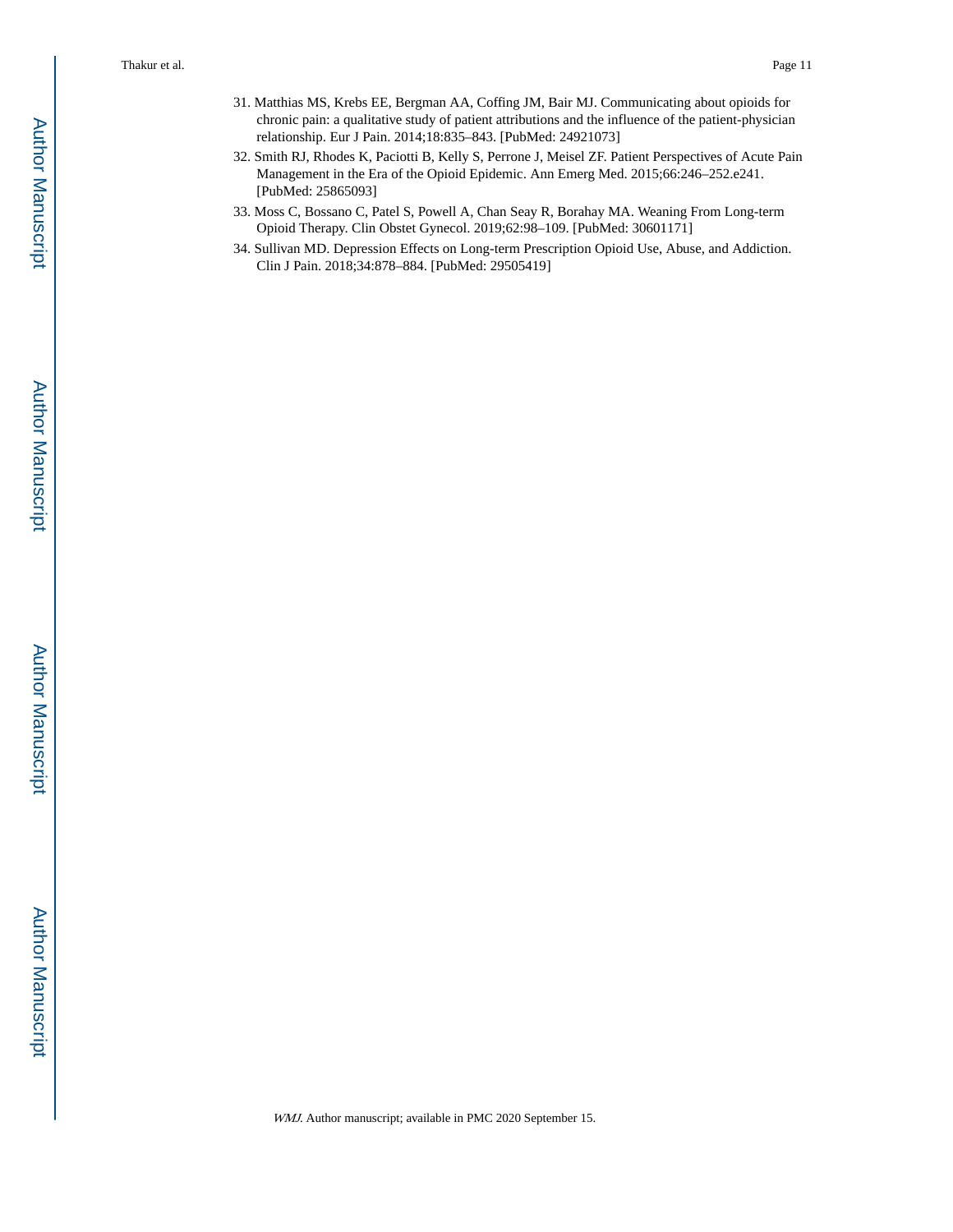31. Matthias MS, Krebs EE, Bergman AA, Coffing JM, Bair MJ. Communicating about opioids for chronic pain: a qualitative study of patient attributions and the influence of the patient-physician relationship. Eur J Pain. 2014;18:835–843. [PubMed: 24921073]
32. Smith RJ, Rhodes K, Paciotti B, Kelly S, Perrone J, Meisel ZF. Patient Perspectives of Acute Pain Management in the Era of the Opioid Epidemic. Ann Emerg Med. 2015;66:246–252.e241. [PubMed: 25865093]
33. Moss C, Bossano C, Patel S, Powell A, Chan Seay R, Borahay MA. Weaning From Long-term Opioid Therapy. Clin Obstet Gynecol. 2019;62:98–109. [PubMed: 30601171]
34. Sullivan MD. Depression Effects on Long-term Prescription Opioid Use, Abuse, and Addiction. Clin J Pain. 2018;34:878–884. [PubMed: 29505419]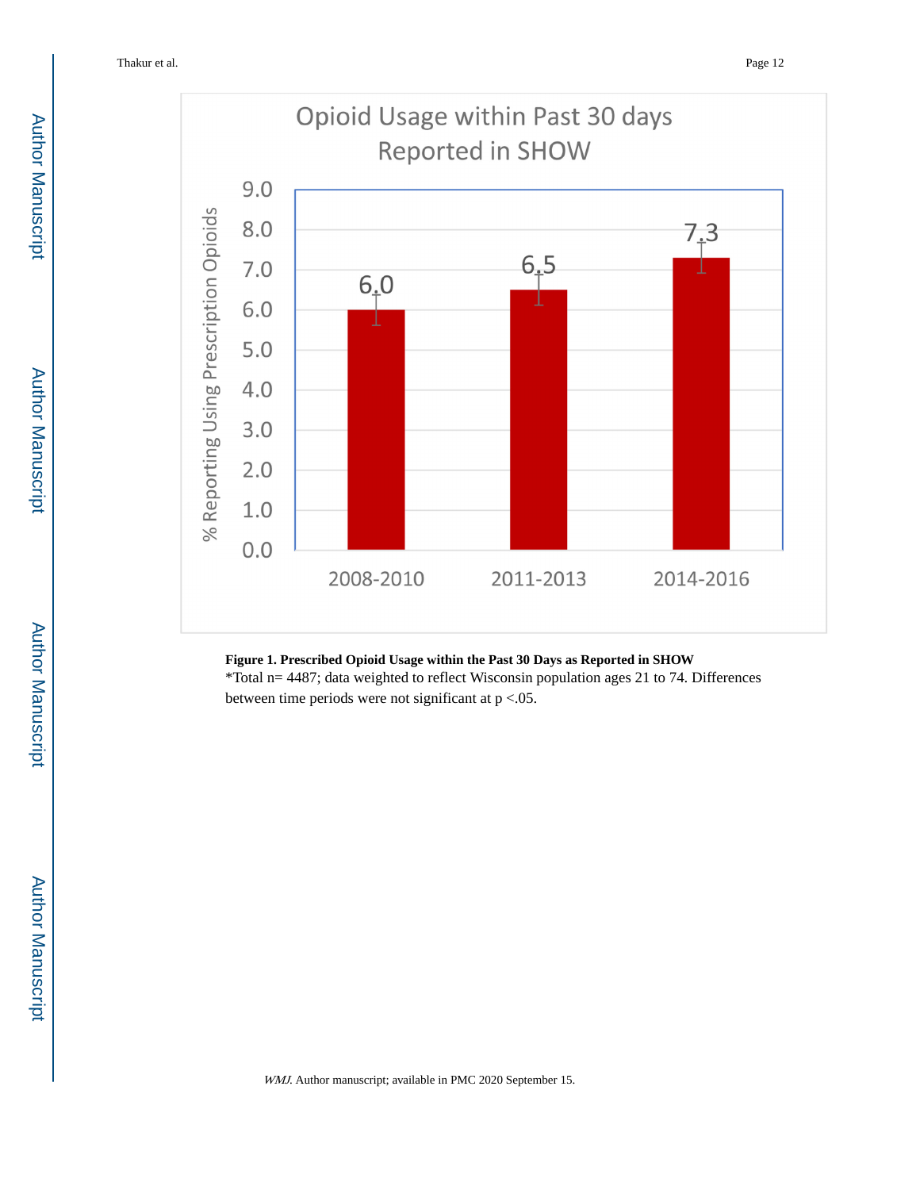**Figure 1. Prescribed Opioid Usage within the Past 30 Days as Reported in SHOW**

*Total n= 4487; data weighted to reflect Wisconsin population ages 21 to 74. Differences between time periods were not significant at p <.05.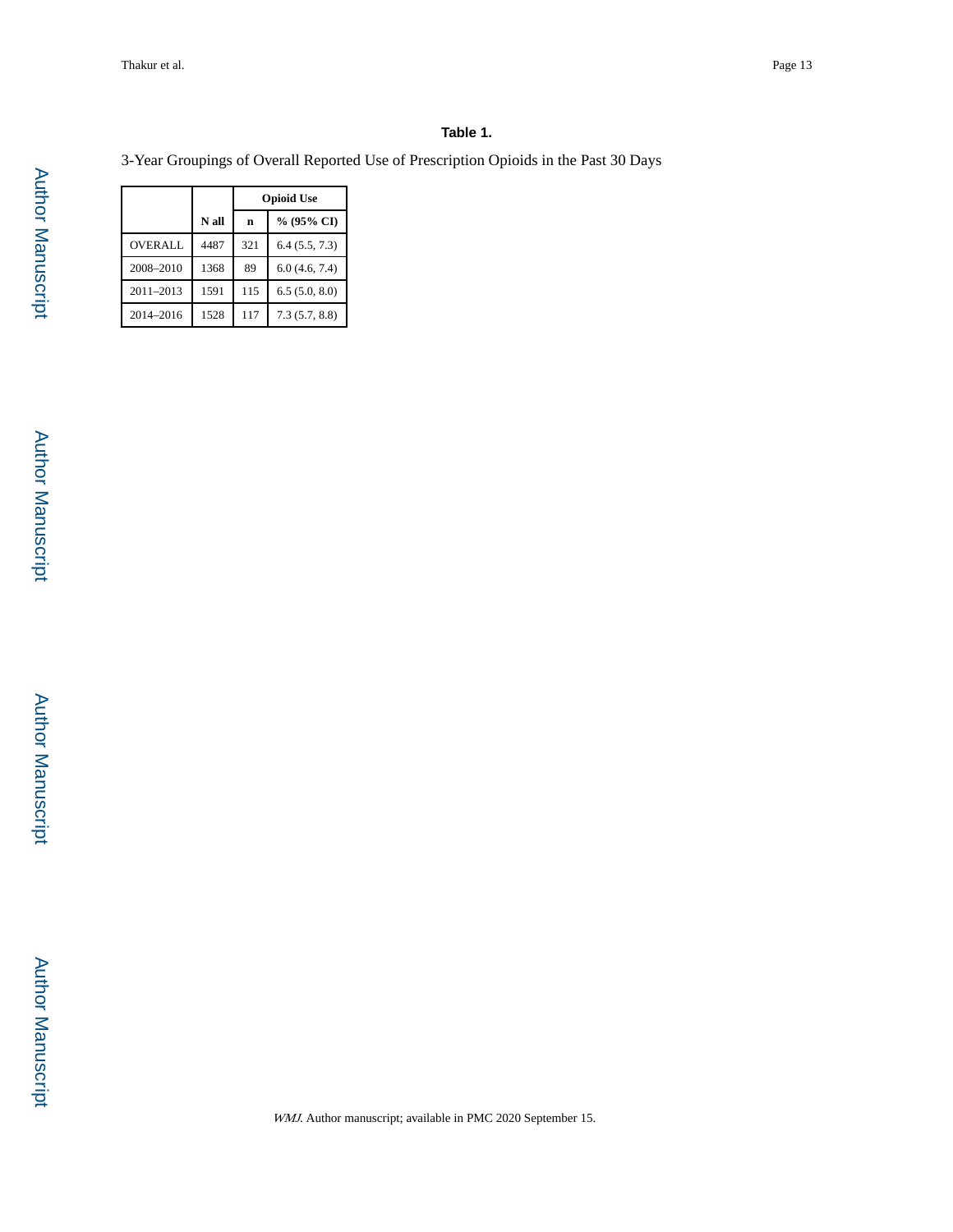**Table 1.**

3-Year Groupings of Overall Reported Use of Prescription Opioids in the Past 30 Days

| | | Opioid Use | |
|---|---|---|---|
| | N all | n | % (95% CI) |
| OVERALL | 4487 | 321 | 6.4 (5.5, 7.3) |
| 2008–2010 | 1368 | 89 | 6.0 (4.6, 7.4) |
| 2011–2013 | 1591 | 115 | 6.5 (5.0, 8.0) |
| 2014–2016 | 1528 | 117 | 7.3 (5.7, 8.8) |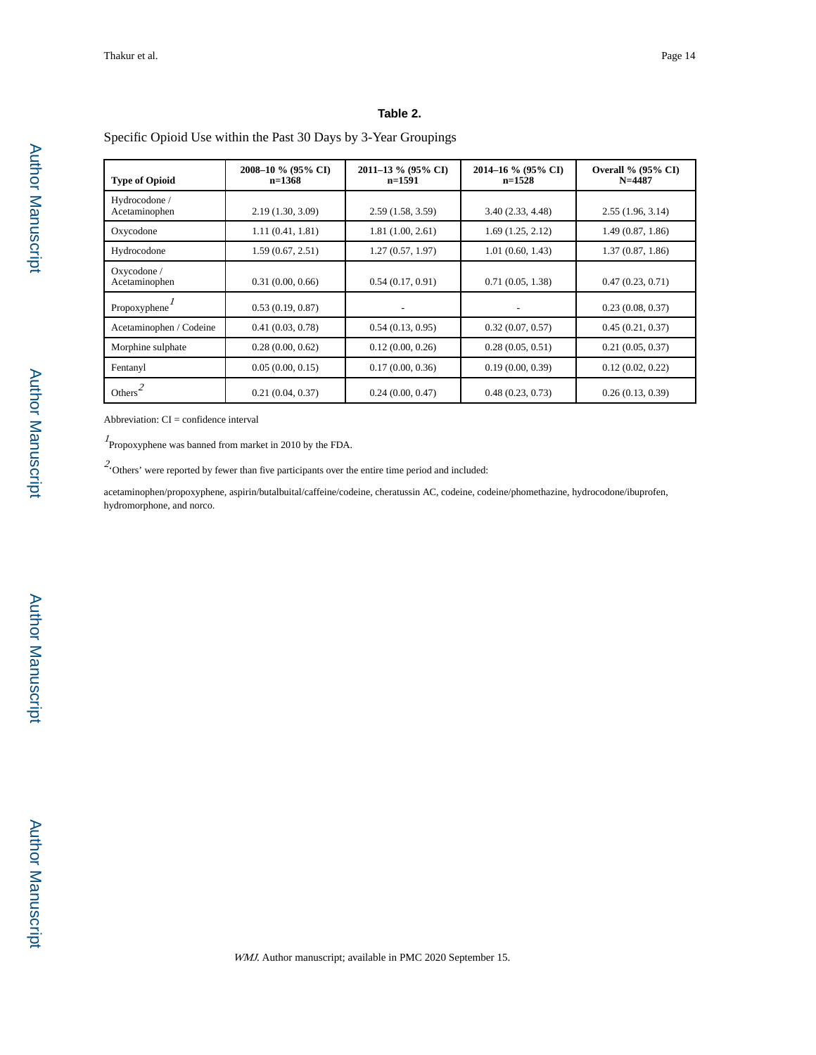**Table 2.**

Specific Opioid Use within the Past 30 Days by 3-Year Groupings

| Type of Opioid | 2008–10 % (95% CI) n=1368 | 2011–13 % (95% CI) n=1591 | 2014–16 % (95% CI) n=1528 | Overall % (95% CI) N=4487 |
|---|---|---|---|---|
| Hydrocodone / Acetaminophen | 2.19 (1.30, 3.09) | 2.59 (1.58, 3.59) | 3.40 (2.33, 4.48) | 2.55 (1.96, 3.14) |
| Oxycodone | 1.11 (0.41, 1.81) | 1.81 (1.00, 2.61) | 1.69 (1.25, 2.12) | 1.49 (0.87, 1.86) |
| Hydrocodone | 1.59 (0.67, 2.51) | 1.27 (0.57, 1.97) | 1.01 (0.60, 1.43) | 1.37 (0.87, 1.86) |
| Oxycodone / Acetaminophen | 0.31 (0.00, 0.66) | 0.54 (0.17, 0.91) | 0.71 (0.05, 1.38) | 0.47 (0.23, 0.71) |
| Propoxyphene[1] | 0.53 (0.19, 0.87) | - | - | 0.23 (0.08, 0.37) |
| Acetaminophen / Codeine | 0.41 (0.03, 0.78) | 0.54 (0.13, 0.95) | 0.32 (0.07, 0.57) | 0.45 (0.21, 0.37) |
| Morphine sulphate | 0.28 (0.00, 0.62) | 0.12 (0.00, 0.26) | 0.28 (0.05, 0.51) | 0.21 (0.05, 0.37) |
| Fentanyl | 0.05 (0.00, 0.15) | 0.17 (0.00, 0.36) | 0.19 (0.00, 0.39) | 0.12 (0.02, 0.22) |
| Others[2] | 0.21 (0.04, 0.37) | 0.24 (0.00, 0.47) | 0.48 (0.23, 0.73) | 0.26 (0.13, 0.39) |

Abbreviation: CI = confidence interval

[1]Propoxyphene was banned from market in 2010 by the FDA.

[2]'Others' were reported by fewer than five participants over the entire time period and included:

acetaminophen/propoxyphene, aspirin/butalbuital/caffeine/codeine, cheratussin AC, codeine, codeine/phomethazine, hydrocodone/ibuprofen, hydromorphone, and norco.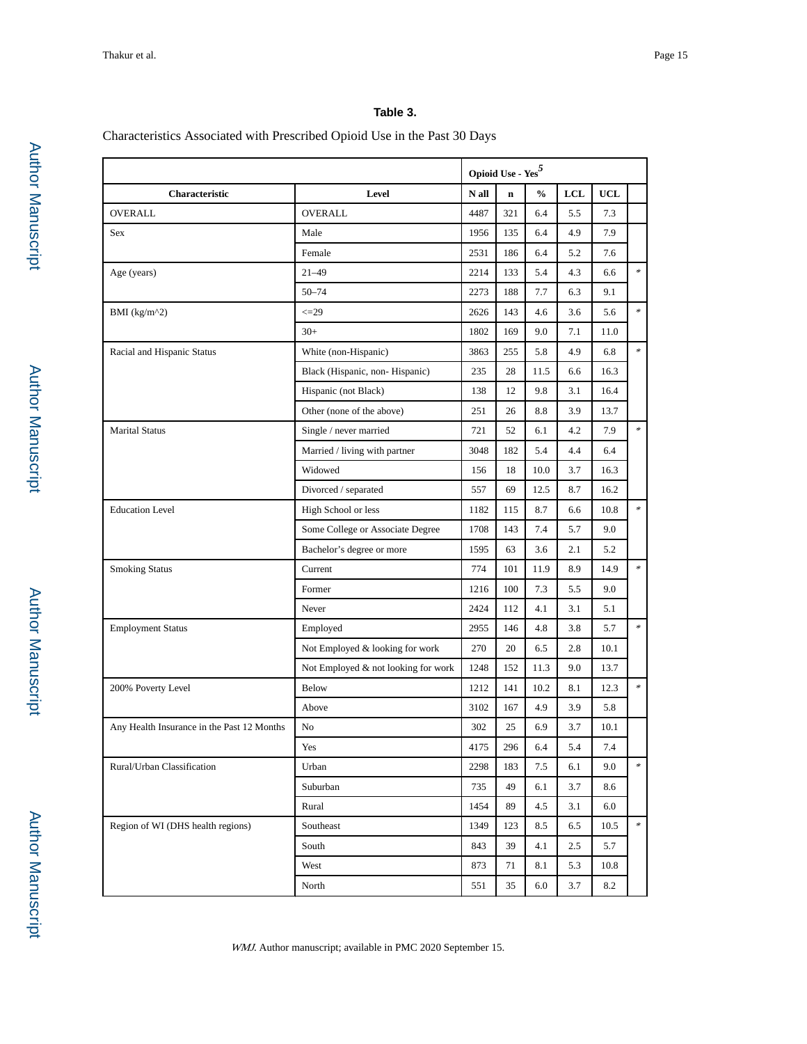**Table 3.**

Characteristics Associated with Prescribed Opioid Use in the Past 30 Days

| | | Opioid Use - Yes[5] | | | | | |
|---|---|---|---|---|---|---|---|
| Characteristic | Level | N all | n | % | LCL | UCL | |
| OVERALL | OVERALL | 4487 | 321 | 6.4 | 5.5 | 7.3 | |
| Sex | Male | 1956 | 135 | 6.4 | 4.9 | 7.9 | |
| | Female | 2531 | 186 | 6.4 | 5.2 | 7.6 | |
| Age (years) | 21–49 | 2214 | 133 | 5.4 | 4.3 | 6.6 | * |
| | 50–74 | 2273 | 188 | 7.7 | 6.3 | 9.1 | |
| BMI (kg/m^2) | <=29 | 2626 | 143 | 4.6 | 3.6 | 5.6 | * |
| | 30+ | 1802 | 169 | 9.0 | 7.1 | 11.0 | |
| Racial and Hispanic Status | White (non-Hispanic) | 3863 | 255 | 5.8 | 4.9 | 6.8 | * |
| | Black (Hispanic, non- Hispanic) | 235 | 28 | 11.5 | 6.6 | 16.3 | |
| | Hispanic (not Black) | 138 | 12 | 9.8 | 3.1 | 16.4 | |
| | Other (none of the above) | 251 | 26 | 8.8 | 3.9 | 13.7 | |
| Marital Status | Single / never married | 721 | 52 | 6.1 | 4.2 | 7.9 | * |
| | Married / living with partner | 3048 | 182 | 5.4 | 4.4 | 6.4 | |
| | Widowed | 156 | 18 | 10.0 | 3.7 | 16.3 | |
| | Divorced / separated | 557 | 69 | 12.5 | 8.7 | 16.2 | |
| Education Level | High School or less | 1182 | 115 | 8.7 | 6.6 | 10.8 | * |
| | Some College or Associate Degree | 1708 | 143 | 7.4 | 5.7 | 9.0 | |
| | Bachelor's degree or more | 1595 | 63 | 3.6 | 2.1 | 5.2 | |
| Smoking Status | Current | 774 | 101 | 11.9 | 8.9 | 14.9 | * |
| | Former | 1216 | 100 | 7.3 | 5.5 | 9.0 | |
| | Never | 2424 | 112 | 4.1 | 3.1 | 5.1 | |
| Employment Status | Employed | 2955 | 146 | 4.8 | 3.8 | 5.7 | * |
| | Not Employed & looking for work | 270 | 20 | 6.5 | 2.8 | 10.1 | |
| | Not Employed & not looking for work | 1248 | 152 | 11.3 | 9.0 | 13.7 | |
| 200% Poverty Level | Below | 1212 | 141 | 10.2 | 8.1 | 12.3 | * |
| | Above | 3102 | 167 | 4.9 | 3.9 | 5.8 | |
| Any Health Insurance in the Past 12 Months | No | 302 | 25 | 6.9 | 3.7 | 10.1 | |
| | Yes | 4175 | 296 | 6.4 | 5.4 | 7.4 | |
| Rural/Urban Classification | Urban | 2298 | 183 | 7.5 | 6.1 | 9.0 | * |
| | Suburban | 735 | 49 | 6.1 | 3.7 | 8.6 | |
| | Rural | 1454 | 89 | 4.5 | 3.1 | 6.0 | |
| Region of WI (DHS health regions) | Southeast | 1349 | 123 | 8.5 | 6.5 | 10.5 | * |
| | South | 843 | 39 | 4.1 | 2.5 | 5.7 | |
| | West | 873 | 71 | 8.1 | 5.3 | 10.8 | |
| | North | 551 | 35 | 6.0 | 3.7 | 8.2 | |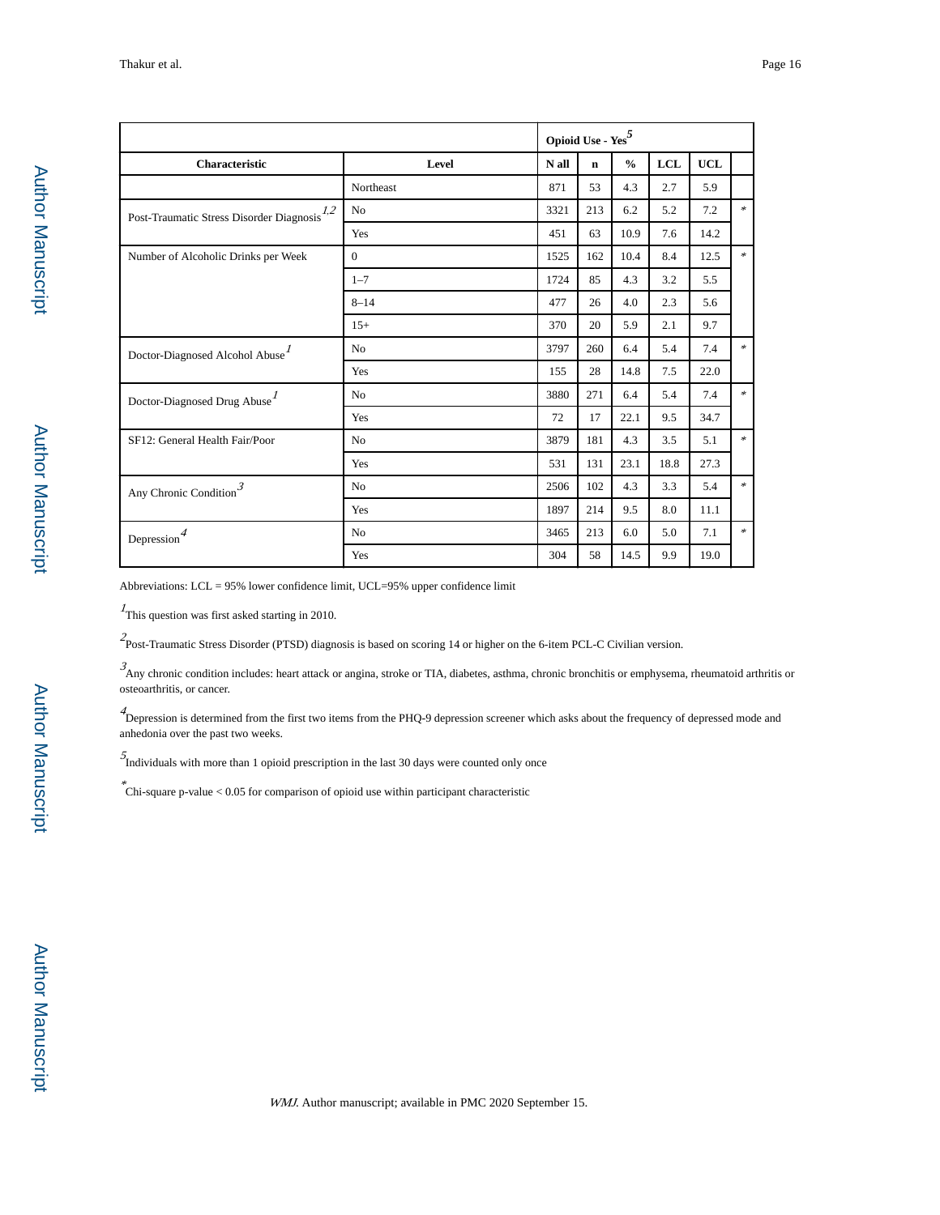| | | Opioid Use - Yes[5] | | | | | |
|---|---|---|---|---|---|---|---|
| Characteristic | Level | N all | n | % | LCL | UCL | |
| | Northeast | 871 | 53 | 4.3 | 2.7 | 5.9 | |
| Post-Traumatic Stress Disorder Diagnosis[1,2] | No | 3321 | 213 | 6.2 | 5.2 | 7.2 | * |
| | Yes | 451 | 63 | 10.9 | 7.6 | 14.2 | |
| Number of Alcoholic Drinks per Week | 0 | 1525 | 162 | 10.4 | 8.4 | 12.5 | * |
| | 1–7 | 1724 | 85 | 4.3 | 3.2 | 5.5 | |
| | 8–14 | 477 | 26 | 4.0 | 2.3 | 5.6 | |
| | 15+ | 370 | 20 | 5.9 | 2.1 | 9.7 | |
| Doctor-Diagnosed Alcohol Abuse[1] | No | 3797 | 260 | 6.4 | 5.4 | 7.4 | * |
| | Yes | 155 | 28 | 14.8 | 7.5 | 22.0 | |
| Doctor-Diagnosed Drug Abuse[1] | No | 3880 | 271 | 6.4 | 5.4 | 7.4 | * |
| | Yes | 72 | 17 | 22.1 | 9.5 | 34.7 | |
| SF12: General Health Fair/Poor | No | 3879 | 181 | 4.3 | 3.5 | 5.1 | * |
| | Yes | 531 | 131 | 23.1 | 18.8 | 27.3 | |
| Any Chronic Condition[3] | No | 2506 | 102 | 4.3 | 3.3 | 5.4 | * |
| | Yes | 1897 | 214 | 9.5 | 8.0 | 11.1 | |
| Depression[4] | No | 3465 | 213 | 6.0 | 5.0 | 7.1 | * |
| | Yes | 304 | 58 | 14.5 | 9.9 | 19.0 | |

Abbreviations: LCL = 95% lower confidence limit, UCL=95% upper confidence limit

[1]This question was first asked starting in 2010.

[2]Post-Traumatic Stress Disorder (PTSD) diagnosis is based on scoring 14 or higher on the 6-item PCL-C Civilian version.

[3]Any chronic condition includes: heart attack or angina, stroke or TIA, diabetes, asthma, chronic bronchitis or emphysema, rheumatoid arthritis or osteoarthritis, or cancer.

[4]Depression is determined from the first two items from the PHQ-9 depression screener which asks about the frequency of depressed mode and anhedonia over the past two weeks.

[5]Individuals with more than 1 opioid prescription in the last 30 days were counted only once

*Chi-square p-value < 0.05 for comparison of opioid use within participant characteristic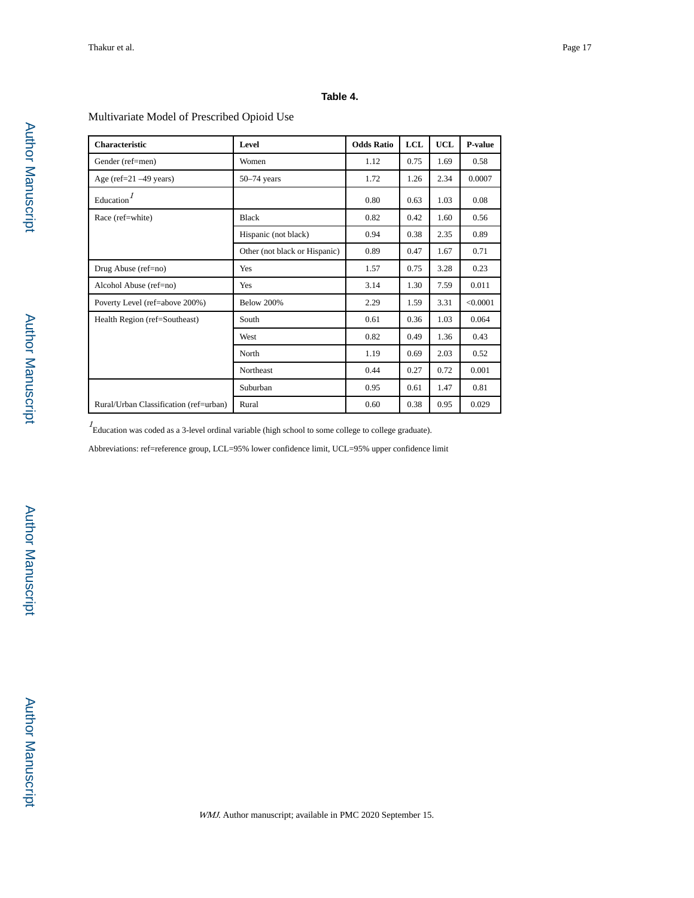**Table 4.**

Multivariate Model of Prescribed Opioid Use

| Characteristic | Level | Odds Ratio | LCL | UCL | P-value |
|---|---|---|---|---|---|
| Gender (ref=men) | Women | 1.12 | 0.75 | 1.69 | 0.58 |
| Age (ref=21 –49 years) | 50–74 years | 1.72 | 1.26 | 2.34 | 0.0007 |
| Education[1] | | 0.80 | 0.63 | 1.03 | 0.08 |
| Race (ref=white) | Black | 0.82 | 0.42 | 1.60 | 0.56 |
| | Hispanic (not black) | 0.94 | 0.38 | 2.35 | 0.89 |
| | Other (not black or Hispanic) | 0.89 | 0.47 | 1.67 | 0.71 |
| Drug Abuse (ref=no) | Yes | 1.57 | 0.75 | 3.28 | 0.23 |
| Alcohol Abuse (ref=no) | Yes | 3.14 | 1.30 | 7.59 | 0.011 |
| Poverty Level (ref=above 200%) | Below 200% | 2.29 | 1.59 | 3.31 | <0.0001 |
| Health Region (ref=Southeast) | South | 0.61 | 0.36 | 1.03 | 0.064 |
| | West | 0.82 | 0.49 | 1.36 | 0.43 |
| | North | 1.19 | 0.69 | 2.03 | 0.52 |
| | Northeast | 0.44 | 0.27 | 0.72 | 0.001 |
| Rural/Urban Classification (ref=urban) | Suburban | 0.95 | 0.61 | 1.47 | 0.81 |
| | Rural | 0.60 | 0.38 | 0.95 | 0.029 |

[1] Education was coded as a 3-level ordinal variable (high school to some college to college graduate).

Abbreviations: ref=reference group, LCL=95% lower confidence limit, UCL=95% upper confidence limit